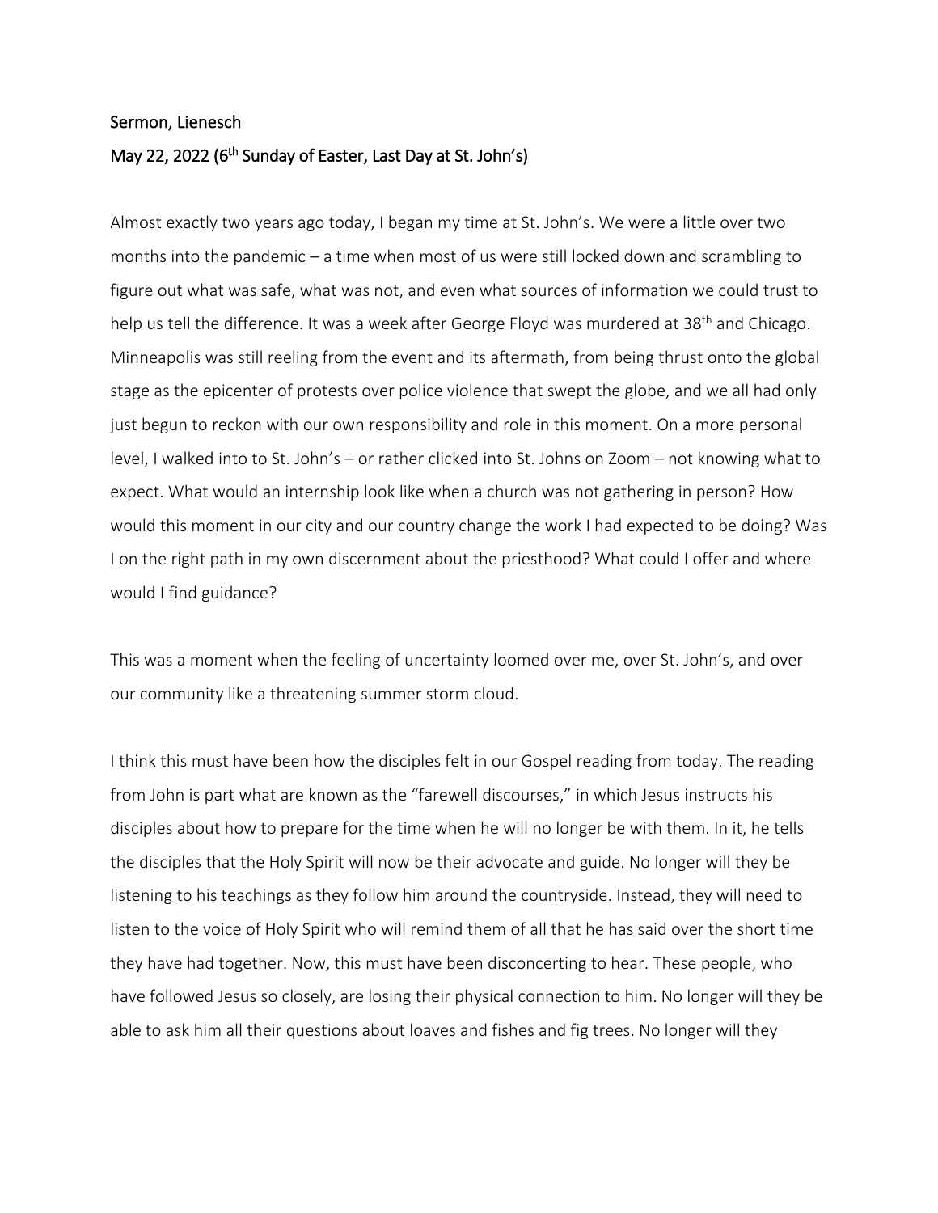Sermon, Lienesch

May 22, 2022 (6th Sunday of Easter, Last Day at St. John's)

Almost exactly two years ago today, I began my time at St. John's. We were a little over two months into the pandemic – a time when most of us were still locked down and scrambling to figure out what was safe, what was not, and even what sources of information we could trust to help us tell the difference. It was a week after George Floyd was murdered at 38th and Chicago. Minneapolis was still reeling from the event and its aftermath, from being thrust onto the global stage as the epicenter of protests over police violence that swept the globe, and we all had only just begun to reckon with our own responsibility and role in this moment. On a more personal level, I walked into to St. John's – or rather clicked into St. Johns on Zoom – not knowing what to expect. What would an internship look like when a church was not gathering in person? How would this moment in our city and our country change the work I had expected to be doing? Was I on the right path in my own discernment about the priesthood? What could I offer and where would I find guidance?

This was a moment when the feeling of uncertainty loomed over me, over St. John's, and over our community like a threatening summer storm cloud.

I think this must have been how the disciples felt in our Gospel reading from today. The reading from John is part what are known as the "farewell discourses," in which Jesus instructs his disciples about how to prepare for the time when he will no longer be with them. In it, he tells the disciples that the Holy Spirit will now be their advocate and guide. No longer will they be listening to his teachings as they follow him around the countryside. Instead, they will need to listen to the voice of Holy Spirit who will remind them of all that he has said over the short time they have had together. Now, this must have been disconcerting to hear. These people, who have followed Jesus so closely, are losing their physical connection to him. No longer will they be able to ask him all their questions about loaves and fishes and fig trees. No longer will they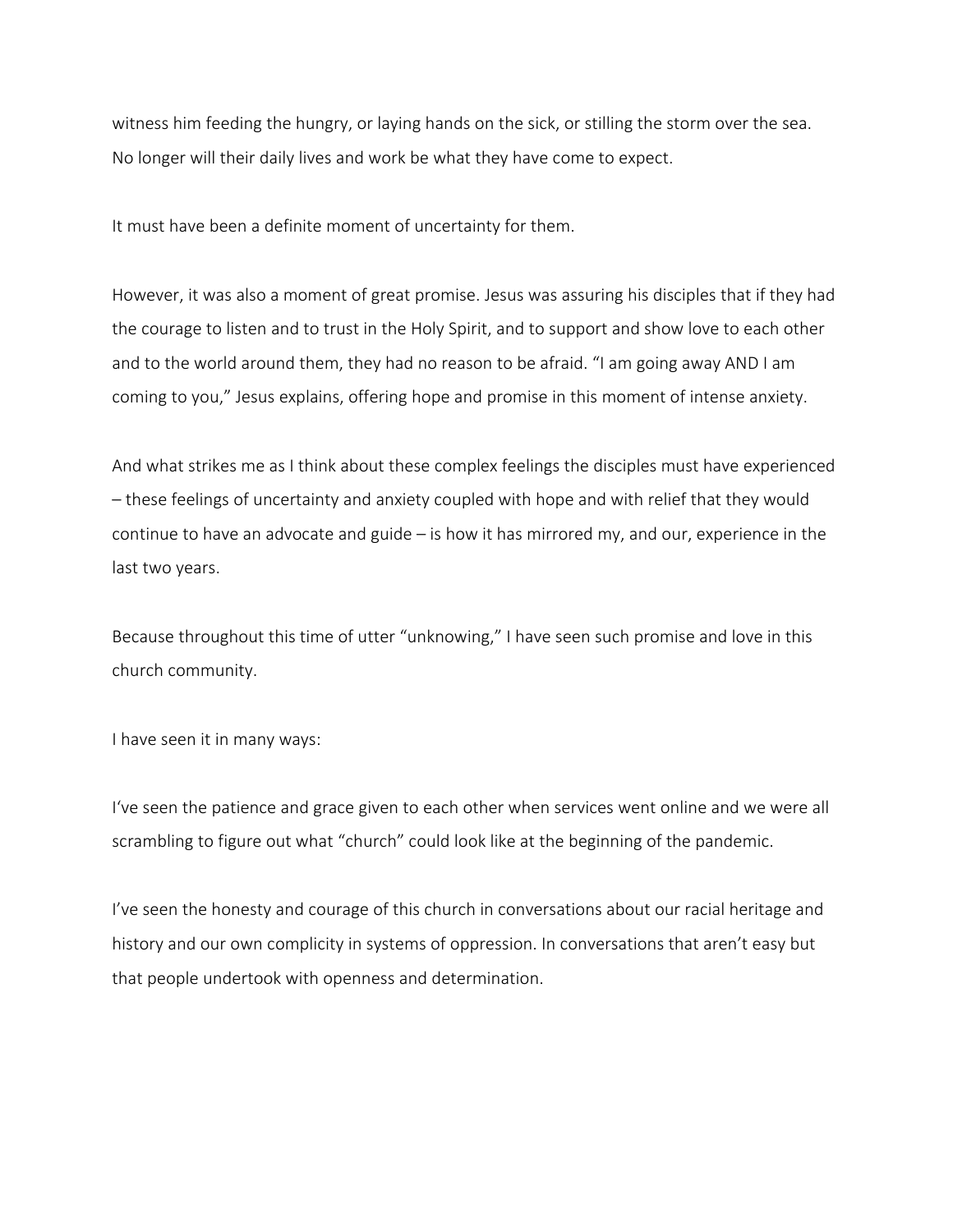witness him feeding the hungry, or laying hands on the sick, or stilling the storm over the sea. No longer will their daily lives and work be what they have come to expect.

It must have been a definite moment of uncertainty for them.

However, it was also a moment of great promise. Jesus was assuring his disciples that if they had the courage to listen and to trust in the Holy Spirit, and to support and show love to each other and to the world around them, they had no reason to be afraid. "I am going away AND I am coming to you," Jesus explains, offering hope and promise in this moment of intense anxiety.

And what strikes me as I think about these complex feelings the disciples must have experienced – these feelings of uncertainty and anxiety coupled with hope and with relief that they would continue to have an advocate and guide – is how it has mirrored my, and our, experience in the last two years.

Because throughout this time of utter "unknowing," I have seen such promise and love in this church community.

I have seen it in many ways:

I've seen the patience and grace given to each other when services went online and we were all scrambling to figure out what "church" could look like at the beginning of the pandemic.

I've seen the honesty and courage of this church in conversations about our racial heritage and history and our own complicity in systems of oppression. In conversations that aren't easy but that people undertook with openness and determination.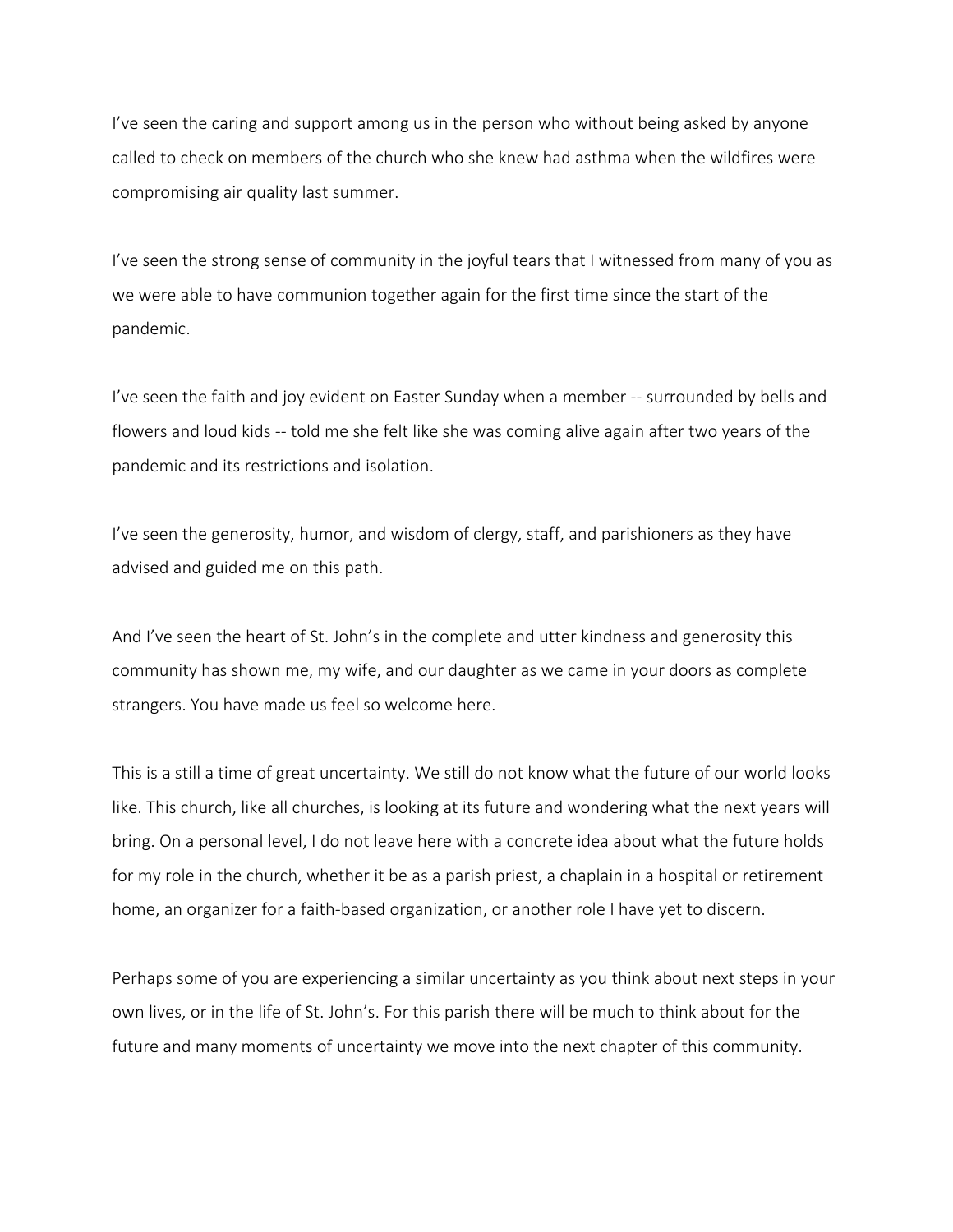I've seen the caring and support among us in the person who without being asked by anyone called to check on members of the church who she knew had asthma when the wildfires were compromising air quality last summer.

I've seen the strong sense of community in the joyful tears that I witnessed from many of you as we were able to have communion together again for the first time since the start of the pandemic.

I've seen the faith and joy evident on Easter Sunday when a member -- surrounded by bells and flowers and loud kids -- told me she felt like she was coming alive again after two years of the pandemic and its restrictions and isolation.

I've seen the generosity, humor, and wisdom of clergy, staff, and parishioners as they have advised and guided me on this path.

And I've seen the heart of St. John's in the complete and utter kindness and generosity this community has shown me, my wife, and our daughter as we came in your doors as complete strangers. You have made us feel so welcome here.

This is a still a time of great uncertainty. We still do not know what the future of our world looks like. This church, like all churches, is looking at its future and wondering what the next years will bring. On a personal level, I do not leave here with a concrete idea about what the future holds for my role in the church, whether it be as a parish priest, a chaplain in a hospital or retirement home, an organizer for a faith-based organization, or another role I have yet to discern.

Perhaps some of you are experiencing a similar uncertainty as you think about next steps in your own lives, or in the life of St. John's. For this parish there will be much to think about for the future and many moments of uncertainty we move into the next chapter of this community.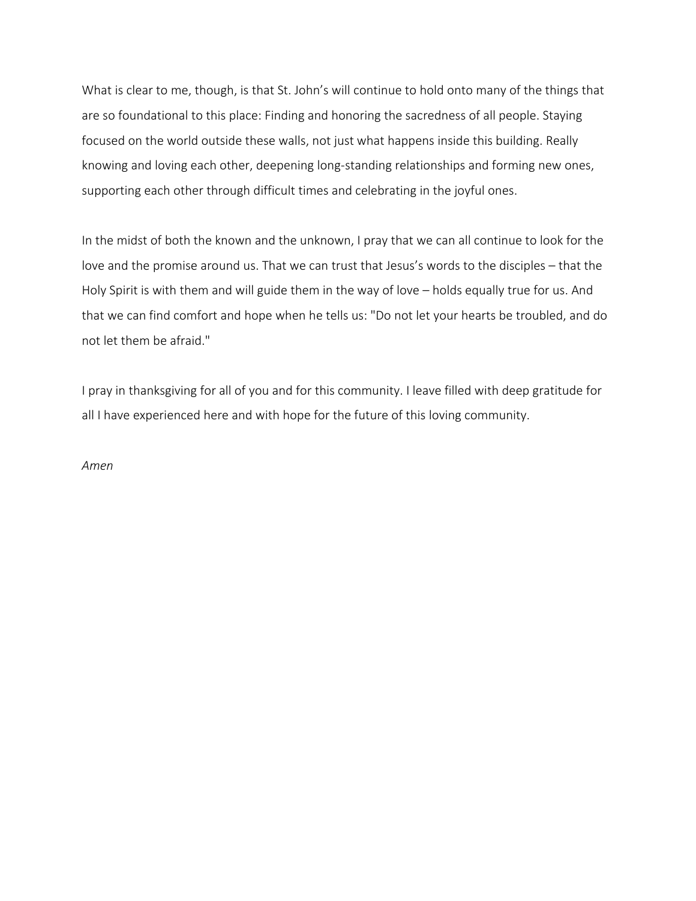What is clear to me, though, is that St. John's will continue to hold onto many of the things that are so foundational to this place: Finding and honoring the sacredness of all people. Staying focused on the world outside these walls, not just what happens inside this building. Really knowing and loving each other, deepening long-standing relationships and forming new ones, supporting each other through difficult times and celebrating in the joyful ones.

In the midst of both the known and the unknown, I pray that we can all continue to look for the love and the promise around us. That we can trust that Jesus's words to the disciples – that the Holy Spirit is with them and will guide them in the way of love – holds equally true for us. And that we can find comfort and hope when he tells us: "Do not let your hearts be troubled, and do not let them be afraid."

I pray in thanksgiving for all of you and for this community. I leave filled with deep gratitude for all I have experienced here and with hope for the future of this loving community.

*Amen*